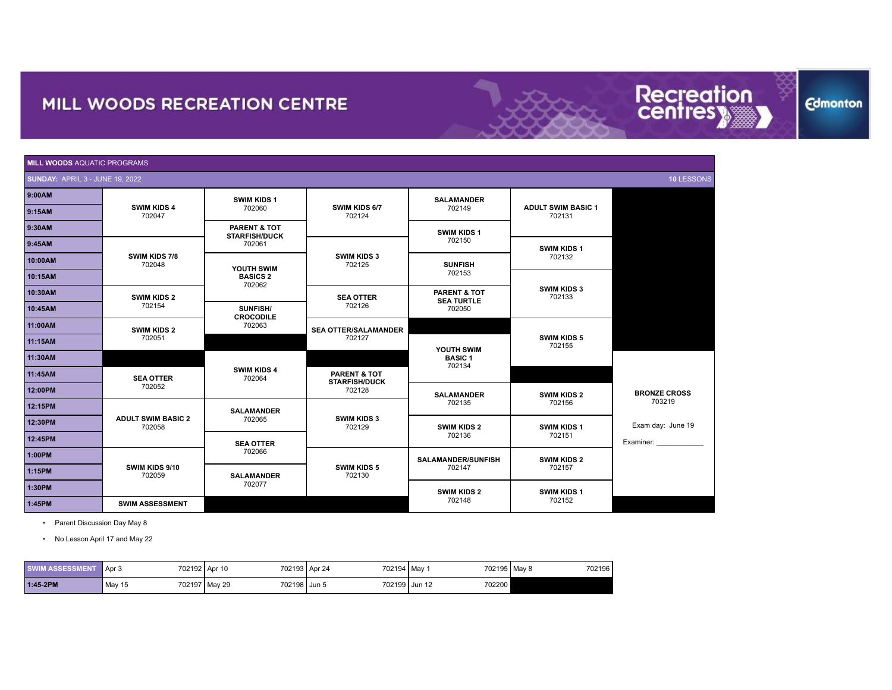# MILL WOODS RECREATION CENTRE

## MILL WOODS AQUATIC PROGRAMS

**SUNDAY:** APRIL 3 - JUNE 19, 2022 — **10** LESSONS

| Time | Column 1 | Column 2 | Column 3 | Column 4 | Column 5 | Column 6 |
|---|---|---|---|---|---|---|
| 9:00AM | SWIM KIDS 4 702047 | SWIM KIDS 1 702060 | SWIM KIDS 6/7 702124 | SALAMANDER 702149 | ADULT SWIM BASIC 1 702131 | |
| 9:15AM | | | | | | |
| 9:30AM | | PARENT & TOT STARFISH/DUCK 702061 | | SWIM KIDS 1 702150 | | |
| 9:45AM | SWIM KIDS 7/8 702048 | | SWIM KIDS 3 702125 | | SWIM KIDS 1 702132 | |
| 10:00AM | | YOUTH SWIM BASICS 2 702062 | | SUNFISH 702153 | | |
| 10:15AM | | | | | SWIM KIDS 3 702133 | |
| 10:30AM | SWIM KIDS 2 702154 | | SEA OTTER 702126 | PARENT & TOT SEA TURTLE 702050 | | |
| 10:45AM | | SUNFISH/ CROCODILE 702063 | | | | |
| 11:00AM | SWIM KIDS 2 702051 | | SEA OTTER/SALAMANDER 702127 | | SWIM KIDS 5 702155 | |
| 11:15AM | | | | YOUTH SWIM BASIC 1 702134 | | |
| 11:30AM | | SWIM KIDS 4 702064 | | | | BRONZE CROSS 703219<br>Exam day: June 19<br>Examiner: ____________ |
| 11:45AM | SEA OTTER 702052 | | PARENT & TOT STARFISH/DUCK 702128 | | | |
| 12:00PM | | | | SALAMANDER 702135 | SWIM KIDS 2 702156 | |
| 12:15PM | ADULT SWIM BASIC 2 702058 | SALAMANDER 702065 | SWIM KIDS 3 702129 | | | |
| 12:30PM | | | | SWIM KIDS 2 702136 | SWIM KIDS 1 702151 | |
| 12:45PM | | SEA OTTER 702066 | | | | |
| 1:00PM | SWIM KIDS 9/10 702059 | | SWIM KIDS 5 702130 | SALAMANDER/SUNFISH 702147 | SWIM KIDS 2 702157 | |
| 1:15PM | | SALAMANDER 702077 | | | | |
| 1:30PM | | | | SWIM KIDS 2 702148 | SWIM KIDS 1 702152 | |
| 1:45PM | SWIM ASSESSMENT | | | | | |

- Parent Discussion Day May 8
- No Lesson April 17 and May 22

| SWIM ASSESSMENT | Apr 3 | 702192 | Apr 10 | 702193 | Apr 24 | 702194 | May 1 | 702195 | May 8 | 702196 |
|---|---|---|---|---|---|---|---|---|---|---|
| 1:45-2PM | May 15 | 702197 | May 29 | 702198 | Jun 5 | 702199 | Jun 12 | 702200 | | |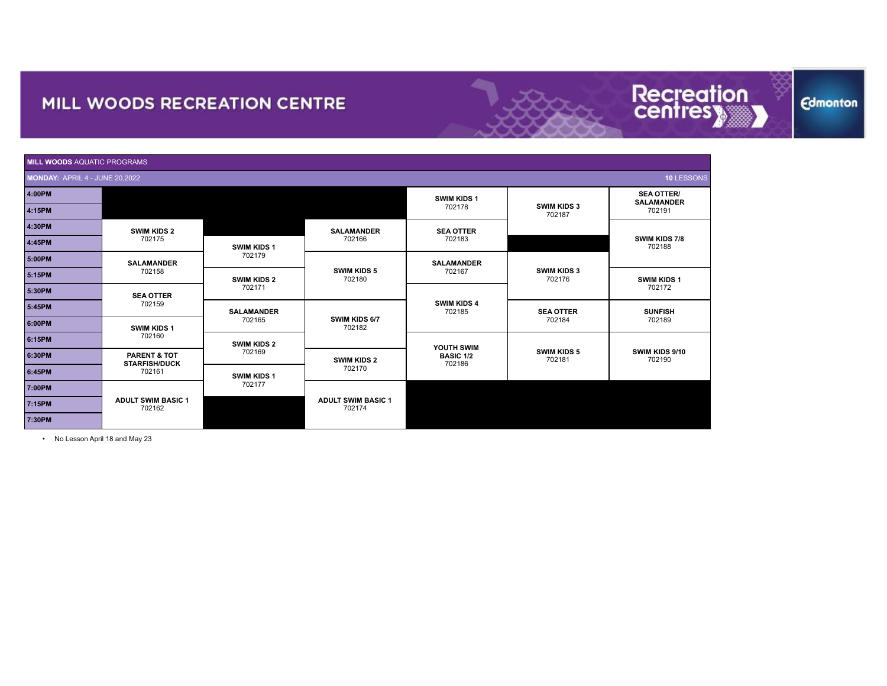# MILL WOODS RECREATION CENTRE

**MILL WOODS** AQUATIC PROGRAMS

**MONDAY:** APRIL 4 - JUNE 20,2022 — **10** LESSONS

| Time | | | | | | |
|---|---|---|---|---|---|---|
| 4:00PM | | | | **SWIM KIDS 1** 702178 | **SWIM KIDS 3** 702187 | **SEA OTTER/ SALAMANDER** 702191 |
| 4:15PM | | | | | | |
| 4:30PM | **SWIM KIDS 2** 702175 | | **SALAMANDER** 702166 | **SEA OTTER** 702183 | | **SWIM KIDS 7/8** 702188 |
| 4:45PM | | **SWIM KIDS 1** 702179 | | | | |
| 5:00PM | **SALAMANDER** 702158 | | **SWIM KIDS 5** 702180 | **SALAMANDER** 702167 | **SWIM KIDS 3** 702176 | |
| 5:15PM | | **SWIM KIDS 2** 702171 | | | | **SWIM KIDS 1** 702172 |
| 5:30PM | **SEA OTTER** 702159 | | | **SWIM KIDS 4** 702185 | | |
| 5:45PM | | **SALAMANDER** 702165 | **SWIM KIDS 6/7** 702182 | | **SEA OTTER** 702184 | **SUNFISH** 702189 |
| 6:00PM | **SWIM KIDS 1** 702160 | | | | | |
| 6:15PM | | **SWIM KIDS 2** 702169 | | **YOUTH SWIM BASIC 1/2** 702186 | **SWIM KIDS 5** 702181 | **SWIM KIDS 9/10** 702190 |
| 6:30PM | **PARENT & TOT STARFISH/DUCK** 702161 | | **SWIM KIDS 2** 702170 | | | |
| 6:45PM | | **SWIM KIDS 1** 702177 | | | | |
| 7:00PM | **ADULT SWIM BASIC 1** 702162 | | **ADULT SWIM BASIC 1** 702174 | | | |
| 7:15PM | | | | | | |
| 7:30PM | | | | | | |

- No Lesson April 18 and May 23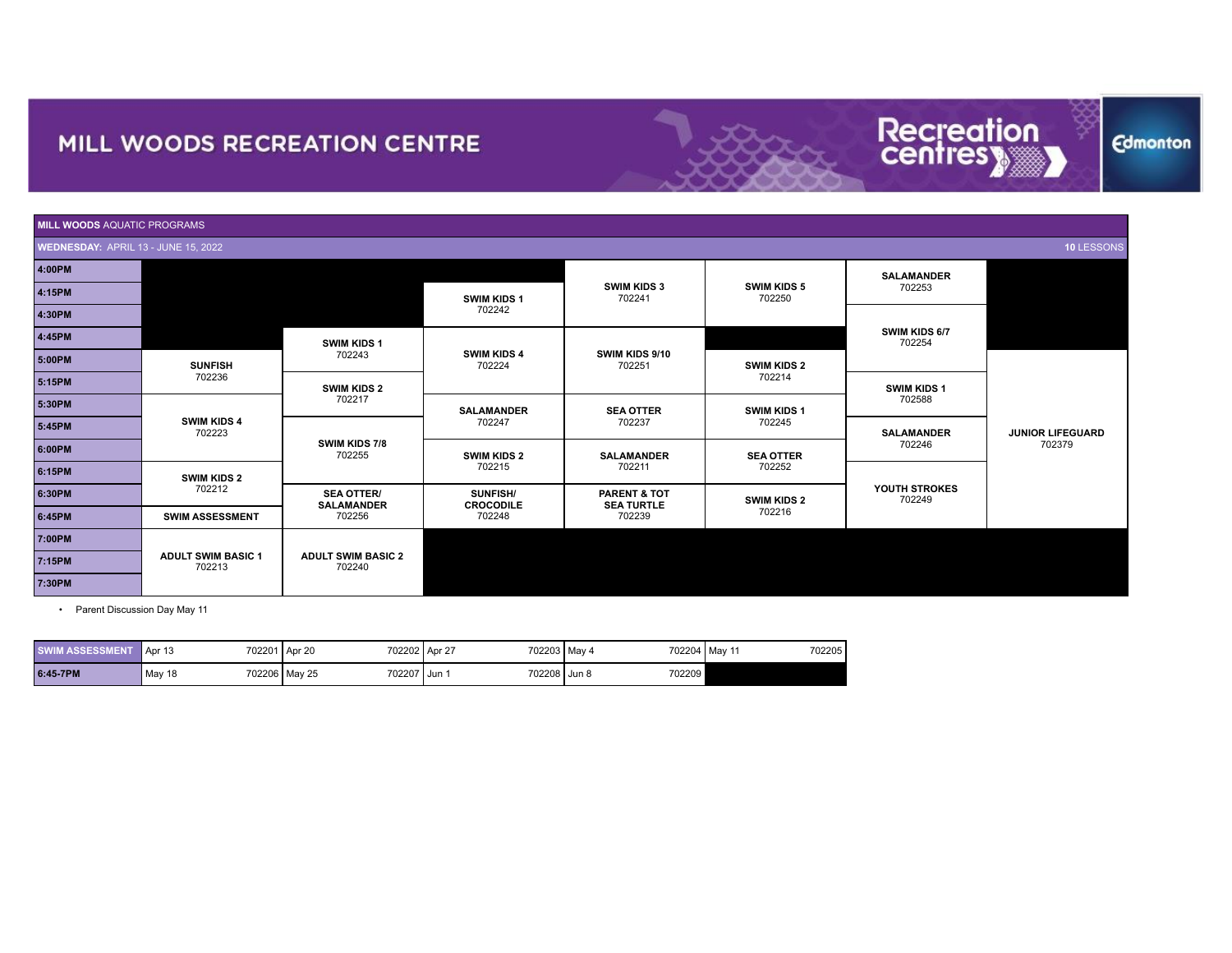# MILL WOODS RECREATION CENTRE

**MILL WOODS** AQUATIC PROGRAMS

**WEDNESDAY:** APRIL 13 - JUNE 15, 2022 — **10** LESSONS

| Time | | | | | | | |
|---|---|---|---|---|---|---|---|
| 4:00PM | | | | **SWIM KIDS 3** 702241 | **SWIM KIDS 5** 702250 | **SALAMANDER** 702253 | |
| 4:15PM | | | **SWIM KIDS 1** 702242 | | | | |
| 4:30PM | | | | | | **SWIM KIDS 6/7** 702254 | |
| 4:45PM | | **SWIM KIDS 1** 702243 | **SWIM KIDS 4** 702224 | **SWIM KIDS 9/10** 702251 | | | |
| 5:00PM | **SUNFISH** 702236 | | | | **SWIM KIDS 2** 702214 | | **JUNIOR LIFEGUARD** 702379 |
| 5:15PM | | **SWIM KIDS 2** 702217 | | | | **SWIM KIDS 1** 702588 | |
| 5:30PM | **SWIM KIDS 4** 702223 | | **SALAMANDER** 702247 | **SEA OTTER** 702237 | **SWIM KIDS 1** 702245 | | |
| 5:45PM | | **SWIM KIDS 7/8** 702255 | | | | **SALAMANDER** 702246 | |
| 6:00PM | | | **SWIM KIDS 2** 702215 | **SALAMANDER** 702211 | **SEA OTTER** 702252 | | |
| 6:15PM | **SWIM KIDS 2** 702212 | | | | | **YOUTH STROKES** 702249 | |
| 6:30PM | | **SEA OTTER/ SALAMANDER** 702256 | **SUNFISH/ CROCODILE** 702248 | **PARENT & TOT SEA TURTLE** 702239 | **SWIM KIDS 2** 702216 | | |
| 6:45PM | **SWIM ASSESSMENT** | | | | | | |
| 7:00PM | **ADULT SWIM BASIC 1** 702213 | **ADULT SWIM BASIC 2** 702240 | | | | | |
| 7:15PM | | | | | | | |
| 7:30PM | | | | | | | |

- Parent Discussion Day May 11

| SWIM ASSESSMENT | Apr 13 | 702201 | Apr 20 | 702202 | Apr 27 | 702203 | May 4 | 702204 | May 11 | 702205 |
|---|---|---|---|---|---|---|---|---|---|---|
| 6:45-7PM | May 18 | 702206 | May 25 | 702207 | Jun 1 | 702208 | Jun 8 | 702209 | | |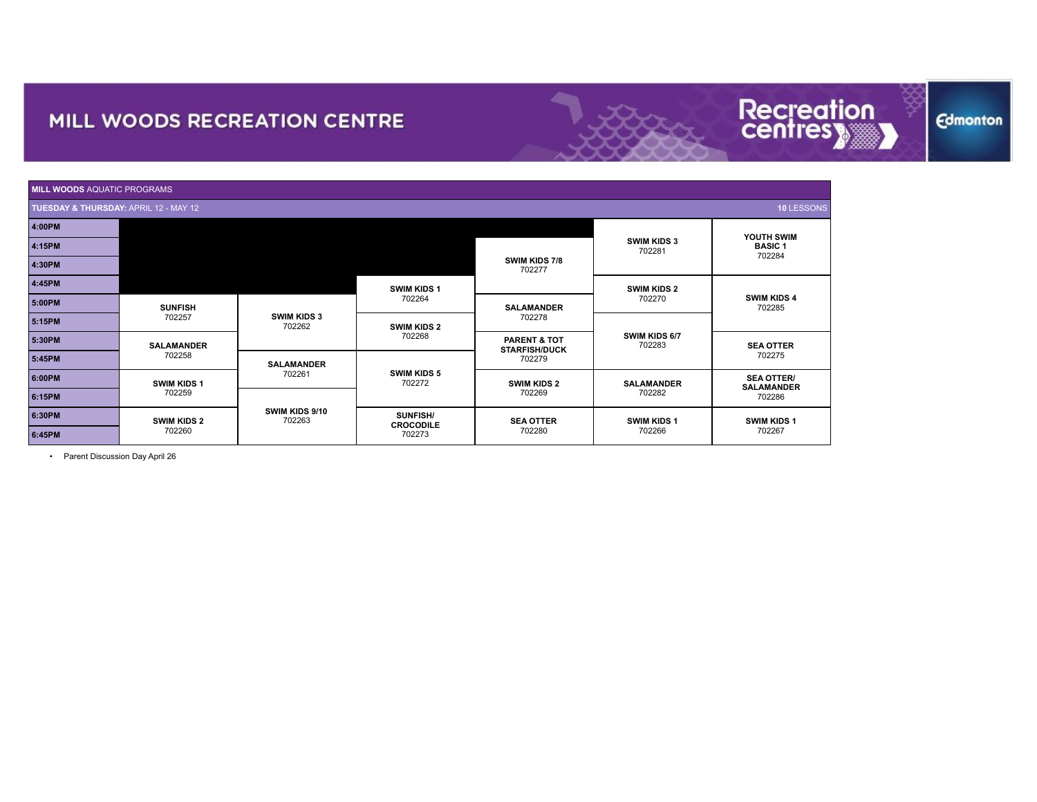# MILL WOODS RECREATION CENTRE

**MILL WOODS** AQUATIC PROGRAMS

**TUESDAY & THURSDAY:** APRIL 12 - MAY 12 — **10** LESSONS

| Time | | | | | | |
|---|---|---|---|---|---|---|
| 4:00PM | | | | | **SWIM KIDS 3** 702281 | **YOUTH SWIM BASIC 1** 702284 |
| 4:15PM | | | | **SWIM KIDS 7/8** 702277 | | |
| 4:30PM | | | | | | |
| 4:45PM | | | **SWIM KIDS 1** 702264 | | **SWIM KIDS 2** 702270 | **SWIM KIDS 4** 702285 |
| 5:00PM | **SUNFISH** 702257 | **SWIM KIDS 3** 702262 | | **SALAMANDER** 702278 | | |
| 5:15PM | | | **SWIM KIDS 2** 702268 | | **SWIM KIDS 6/7** 702283 | |
| 5:30PM | **SALAMANDER** 702258 | | | **PARENT & TOT STARFISH/DUCK** 702279 | | **SEA OTTER** 702275 |
| 5:45PM | | **SALAMANDER** 702261 | **SWIM KIDS 5** 702272 | | | |
| 6:00PM | **SWIM KIDS 1** 702259 | | | **SWIM KIDS 2** 702269 | **SALAMANDER** 702282 | **SEA OTTER/ SALAMANDER** 702286 |
| 6:15PM | | **SWIM KIDS 9/10** 702263 | | | | |
| 6:30PM | **SWIM KIDS 2** 702260 | | **SUNFISH/ CROCODILE** 702273 | **SEA OTTER** 702280 | **SWIM KIDS 1** 702266 | **SWIM KIDS 1** 702267 |
| 6:45PM | | | | | | |

- Parent Discussion Day April 26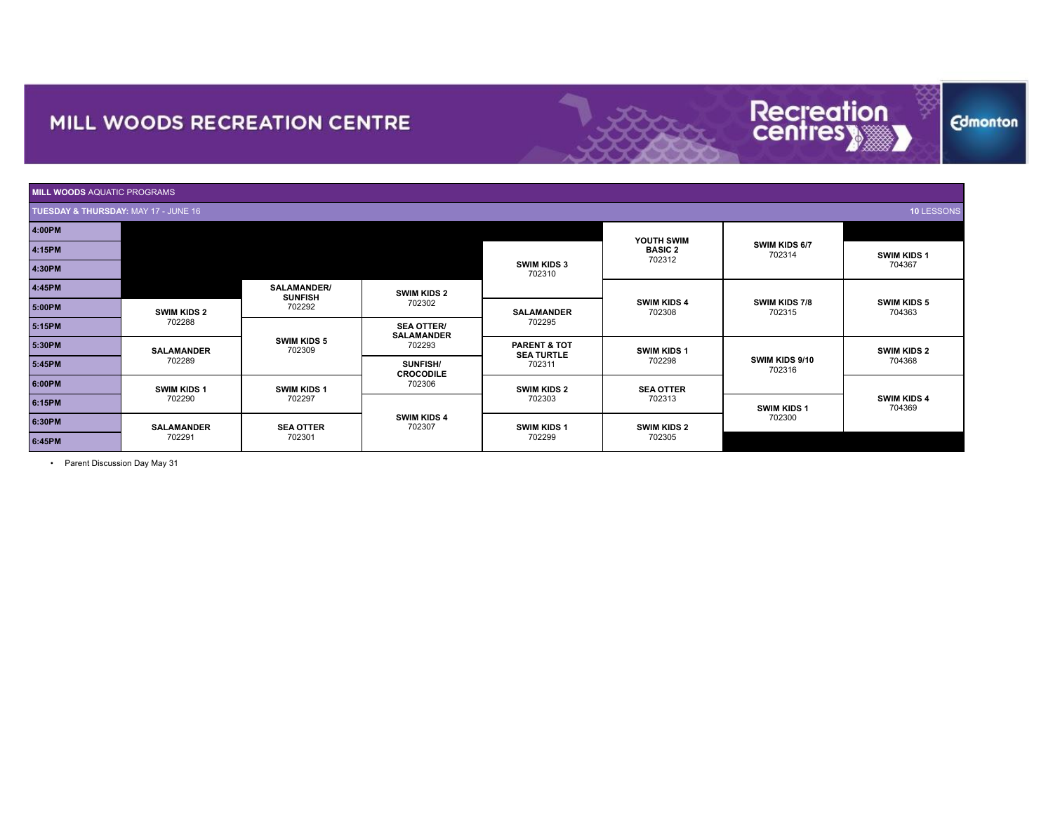# MILL WOODS RECREATION CENTRE

**MILL WOODS** AQUATIC PROGRAMS

**TUESDAY & THURSDAY:** MAY 17 - JUNE 16 — **10** LESSONS

| Time | | | | | | | |
|---|---|---|---|---|---|---|---|
| 4:00PM | | | | | **YOUTH SWIM BASIC 2** 702312 | **SWIM KIDS 6/7** 702314 | |
| 4:15PM | | | | **SWIM KIDS 3** 702310 | | | **SWIM KIDS 1** 704367 |
| 4:30PM | | | | | | | |
| 4:45PM | | **SALAMANDER/ SUNFISH** 702292 | **SWIM KIDS 2** 702302 | | **SWIM KIDS 4** 702308 | **SWIM KIDS 7/8** 702315 | **SWIM KIDS 5** 704363 |
| 5:00PM | **SWIM KIDS 2** 702288 | | | **SALAMANDER** 702295 | | | |
| 5:15PM | | **SWIM KIDS 5** 702309 | **SEA OTTER/ SALAMANDER** 702293 | | | | |
| 5:30PM | **SALAMANDER** 702289 | | | **PARENT & TOT SEA TURTLE** 702311 | **SWIM KIDS 1** 702298 | **SWIM KIDS 9/10** 702316 | **SWIM KIDS 2** 704368 |
| 5:45PM | | | **SUNFISH/ CROCODILE** 702306 | | | | |
| 6:00PM | **SWIM KIDS 1** 702290 | **SWIM KIDS 1** 702297 | | **SWIM KIDS 2** 702303 | **SEA OTTER** 702313 | | **SWIM KIDS 4** 704369 |
| 6:15PM | | | **SWIM KIDS 4** 702307 | | | **SWIM KIDS 1** 702300 | |
| 6:30PM | **SALAMANDER** 702291 | **SEA OTTER** 702301 | | **SWIM KIDS 1** 702299 | **SWIM KIDS 2** 702305 | | |
| 6:45PM | | | | | | | |

- Parent Discussion Day May 31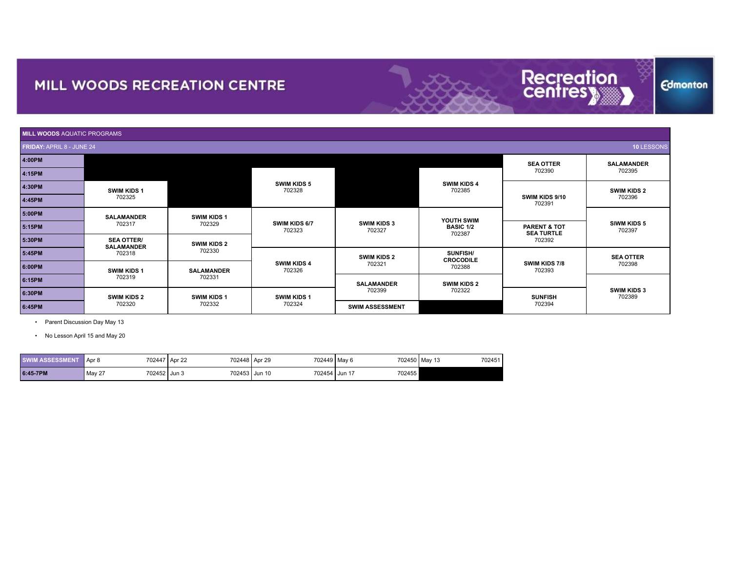# MILL WOODS RECREATION CENTRE

**MILL WOODS** AQUATIC PROGRAMS

**FRIDAY:** APRIL 8 - JUNE 24 — **10** LESSONS

| Time | Col 1 | Col 2 | Col 3 | Col 4 | Col 5 | Col 6 | Col 7 |
|---|---|---|---|---|---|---|---|
| 4:00PM | | | | | | **SEA OTTER** 702390 | **SALAMANDER** 702395 |
| 4:15PM | | | **SWIM KIDS 5** 702328 | | **SWIM KIDS 4** 702385 | | |
| 4:30PM | **SWIM KIDS 1** 702325 | | | | | **SWIM KIDS 9/10** 702391 | **SWIM KIDS 2** 702396 |
| 4:45PM | | | | | | | |
| 5:00PM | **SALAMANDER** 702317 | **SWIM KIDS 1** 702329 | **SWIM KIDS 6/7** 702323 | **SWIM KIDS 3** 702327 | **YOUTH SWIM BASIC 1/2** 702387 | | **SIWM KIDS 5** 702397 |
| 5:15PM | | | | | | **PARENT & TOT SEA TURTLE** 702392 | |
| 5:30PM | **SEA OTTER/ SALAMANDER** 702318 | **SWIM KIDS 2** 702330 | | | | | |
| 5:45PM | | | **SWIM KIDS 4** 702326 | **SWIM KIDS 2** 702321 | **SUNFISH/ CROCODILE** 702388 | **SWIM KIDS 7/8** 702393 | **SEA OTTER** 702398 |
| 6:00PM | **SWIM KIDS 1** 702319 | **SALAMANDER** 702331 | | | | | |
| 6:15PM | | | | **SALAMANDER** 702399 | **SWIM KIDS 2** 702322 | | **SWIM KIDS 3** 702389 |
| 6:30PM | **SWIM KIDS 2** 702320 | **SWIM KIDS 1** 702332 | **SWIM KIDS 1** 702324 | | | **SUNFISH** 702394 | |
| 6:45PM | | | | **SWIM ASSESSMENT** | | | |

- Parent Discussion Day May 13
- No Lesson April 15 and May 20

| SWIM ASSESSMENT | | | | | | | | | |
|---|---|---|---|---|---|---|---|---|---|
| **6:45-7PM** | Apr 8 702447 | Apr 22 702448 | Apr 29 702449 | May 6 702450 | May 13 702451 |
| | May 27 702452 | Jun 3 702453 | Jun 10 702454 | Jun 17 702455 | |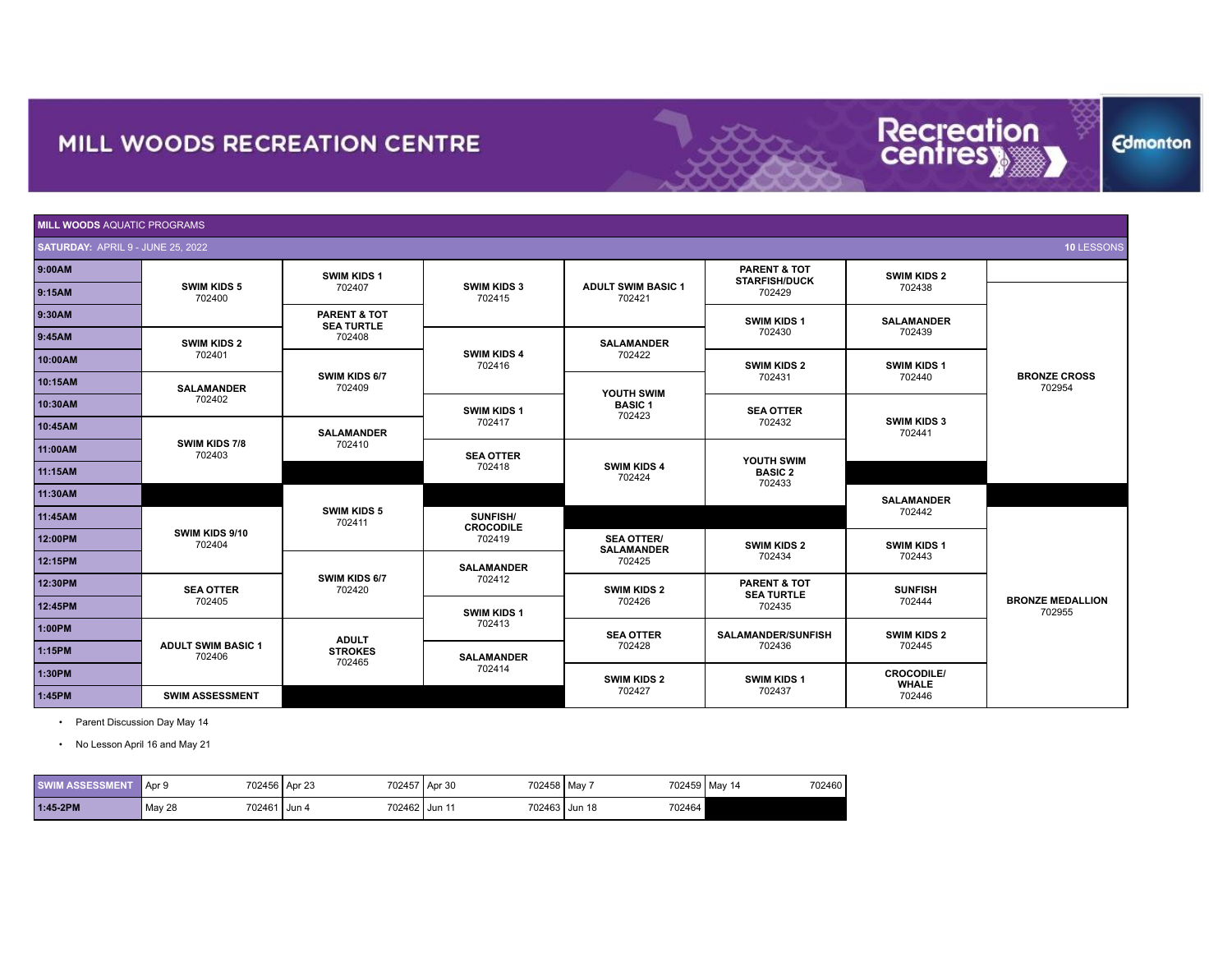# MILL WOODS RECREATION CENTRE

Recreation centres | Edmonton

**MILL WOODS** AQUATIC PROGRAMS

**SATURDAY:** APRIL 9 - JUNE 25, 2022 — **10** LESSONS

| Time | | | | | | | |
|---|---|---|---|---|---|---|---|
| 9:00AM | SWIM KIDS 5 702400 | SWIM KIDS 1 702407 | SWIM KIDS 3 702415 | ADULT SWIM BASIC 1 702421 | PARENT & TOT STARFISH/DUCK 702429 | SWIM KIDS 2 702438 | |
| 9:15AM | | | | | | | BRONZE CROSS 702954 |
| 9:30AM | | PARENT & TOT SEA TURTLE 702408 | | | SWIM KIDS 1 702430 | SALAMANDER 702439 | |
| 9:45AM | SWIM KIDS 2 702401 | | SWIM KIDS 4 702416 | SALAMANDER 702422 | | | |
| 10:00AM | | SWIM KIDS 6/7 702409 | | | SWIM KIDS 2 702431 | SWIM KIDS 1 702440 | |
| 10:15AM | SALAMANDER 702402 | | | YOUTH SWIM BASIC 1 702423 | | | |
| 10:30AM | | | SWIM KIDS 1 702417 | | SEA OTTER 702432 | SWIM KIDS 3 702441 | |
| 10:45AM | SWIM KIDS 7/8 702403 | SALAMANDER 702410 | | | | | |
| 11:00AM | | | SEA OTTER 702418 | SWIM KIDS 4 702424 | YOUTH SWIM BASIC 2 702433 | | |
| 11:15AM | | | | | | | |
| 11:30AM | | SWIM KIDS 5 702411 | | | | SALAMANDER 702442 | |
| 11:45AM | SWIM KIDS 9/10 702404 | | SUNFISH/ CROCODILE 702419 | | | | BRONZE MEDALLION 702955 |
| 12:00PM | | | | SEA OTTER/ SALAMANDER 702425 | SWIM KIDS 2 702434 | SWIM KIDS 1 702443 | |
| 12:15PM | | SWIM KIDS 6/7 702420 | SALAMANDER 702412 | | | | |
| 12:30PM | SEA OTTER 702405 | | | SWIM KIDS 2 702426 | PARENT & TOT SEA TURTLE 702435 | SUNFISH 702444 | |
| 12:45PM | | | SWIM KIDS 1 702413 | | | | |
| 1:00PM | ADULT SWIM BASIC 1 702406 | ADULT STROKES 702465 | | SEA OTTER 702428 | SALAMANDER/SUNFISH 702436 | SWIM KIDS 2 702445 | |
| 1:15PM | | | SALAMANDER 702414 | | | | |
| 1:30PM | | | | SWIM KIDS 2 702427 | SWIM KIDS 1 702437 | CROCODILE/ WHALE 702446 | |
| 1:45PM | SWIM ASSESSMENT | | | | | | |

- Parent Discussion Day May 14
- No Lesson April 16 and May 21

| SWIM ASSESSMENT | | | | | | | | | |
|---|---|---|---|---|---|---|---|---|---|
| **1:45-2PM** | Apr 9 | 702456 | Apr 23 | 702457 | Apr 30 | 702458 | May 7 | 702459 | May 14 | 702460 |
| | May 28 | 702461 | Jun 4 | 702462 | Jun 11 | 702463 | Jun 18 | 702464 | |